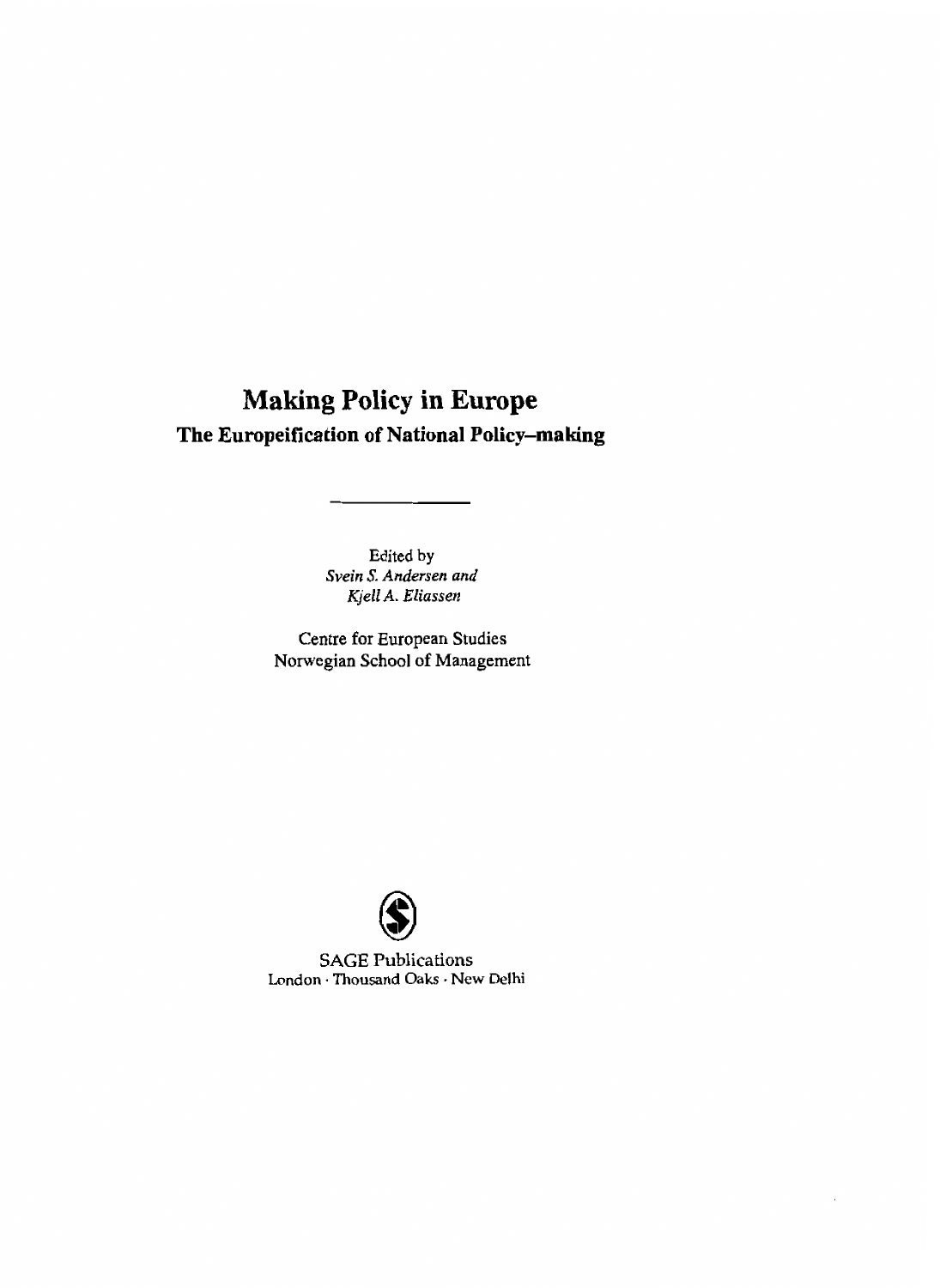# Making Policy in Europe

## The Europeification of National Policy-making

Edited by
*Svein S. Andersen and*
*Kjell A. Eliassen*

Centre for European Studies
Norwegian School of Management

SAGE Publications
London · Thousand Oaks · New Delhi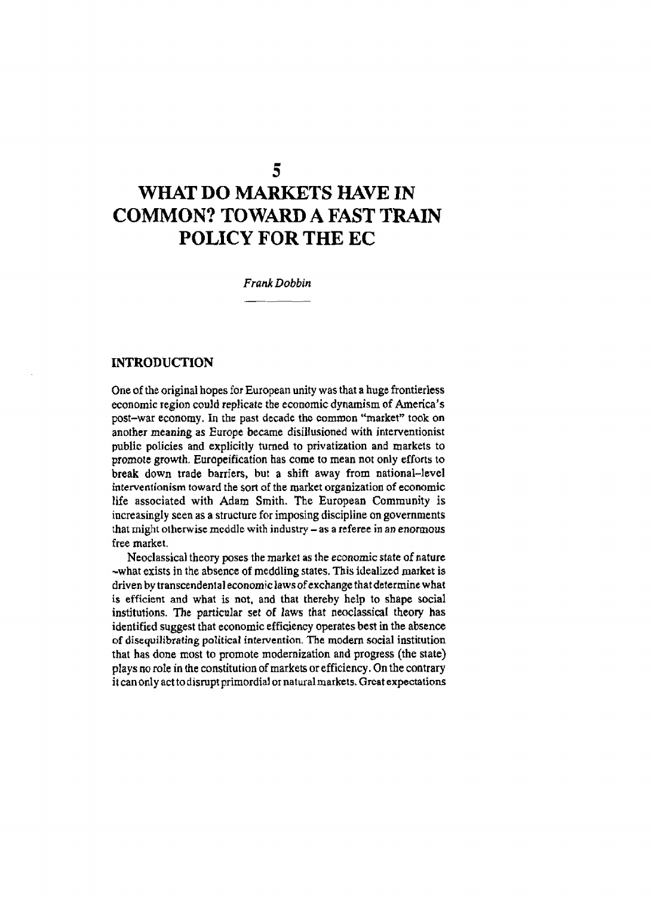# 5

# WHAT DO MARKETS HAVE IN COMMON? TOWARD A FAST TRAIN POLICY FOR THE EC

*Frank Dobbin*

## INTRODUCTION

One of the original hopes for European unity was that a huge frontierless economic region could replicate the economic dynamism of America's post–war economy. In the past decade the common "market" took on another meaning as Europe became disillusioned with interventionist public policies and explicitly turned to privatization and markets to promote growth. Europeification has come to mean not only efforts to break down trade barriers, but a shift away from national–level interventionism toward the sort of the market organization of economic life associated with Adam Smith. The European Community is increasingly seen as a structure for imposing discipline on governments that might otherwise meddle with industry – as a referee in an enormous free market.

Neoclassical theory poses the market as the economic state of nature –what exists in the absence of meddling states. This idealized market is driven by transcendental economic laws of exchange that determine what is efficient and what is not, and that thereby help to shape social institutions. The particular set of laws that neoclassical theory has identified suggest that economic efficiency operates best in the absence of disequilibrating political intervention. The modern social institution that has done most to promote modernization and progress (the state) plays no role in the constitution of markets or efficiency. On the contrary it can only act to disrupt primordial or natural markets. Great expectations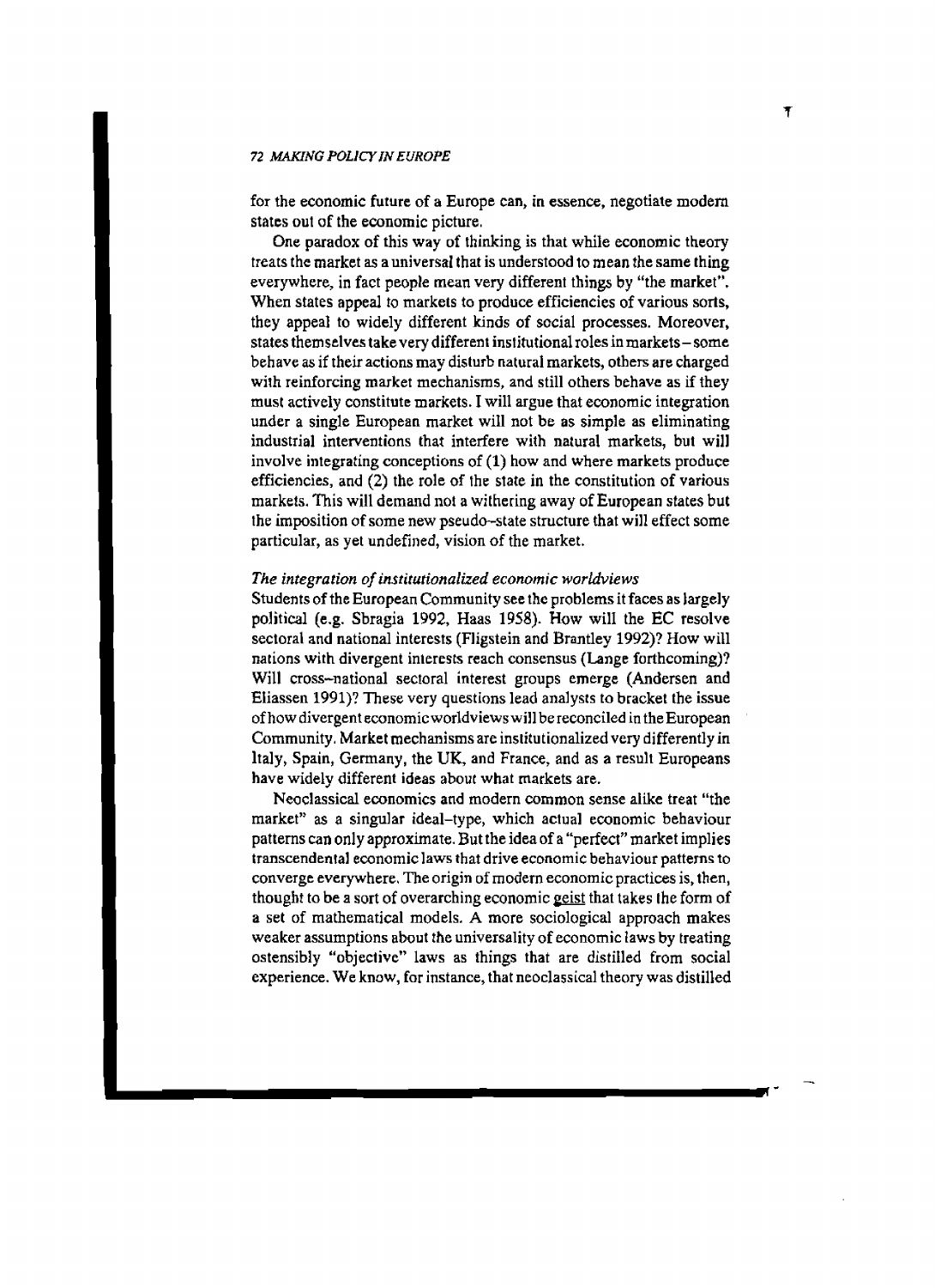for the economic future of a Europe can, in essence, negotiate modern states out of the economic picture.

One paradox of this way of thinking is that while economic theory treats the market as a universal that is understood to mean the same thing everywhere, in fact people mean very different things by "the market". When states appeal to markets to produce efficiencies of various sorts, they appeal to widely different kinds of social processes. Moreover, states themselves take very different institutional roles in markets – some behave as if their actions may disturb natural markets, others are charged with reinforcing market mechanisms, and still others behave as if they must actively constitute markets. I will argue that economic integration under a single European market will not be as simple as eliminating industrial interventions that interfere with natural markets, but will involve integrating conceptions of (1) how and where markets produce efficiencies, and (2) the role of the state in the constitution of various markets. This will demand not a withering away of European states but the imposition of some new pseudo-state structure that will effect some particular, as yet undefined, vision of the market.

### *The integration of institutionalized economic worldviews*

Students of the European Community see the problems it faces as largely political (e.g. Sbragia 1992, Haas 1958). How will the EC resolve sectoral and national interests (Fligstein and Brantley 1992)? How will nations with divergent interests reach consensus (Lange forthcoming)? Will cross-national sectoral interest groups emerge (Andersen and Eliassen 1991)? These very questions lead analysts to bracket the issue of how divergent economic worldviews will be reconciled in the European Community. Market mechanisms are institutionalized very differently in Italy, Spain, Germany, the UK, and France, and as a result Europeans have widely different ideas about what markets are.

Neoclassical economics and modern common sense alike treat "the market" as a singular ideal-type, which actual economic behaviour patterns can only approximate. But the idea of a "perfect" market implies transcendental economic laws that drive economic behaviour patterns to converge everywhere. The origin of modern economic practices is, then, thought to be a sort of overarching economic geist that takes the form of a set of mathematical models. A more sociological approach makes weaker assumptions about the universality of economic laws by treating ostensibly "objective" laws as things that are distilled from social experience. We know, for instance, that neoclassical theory was distilled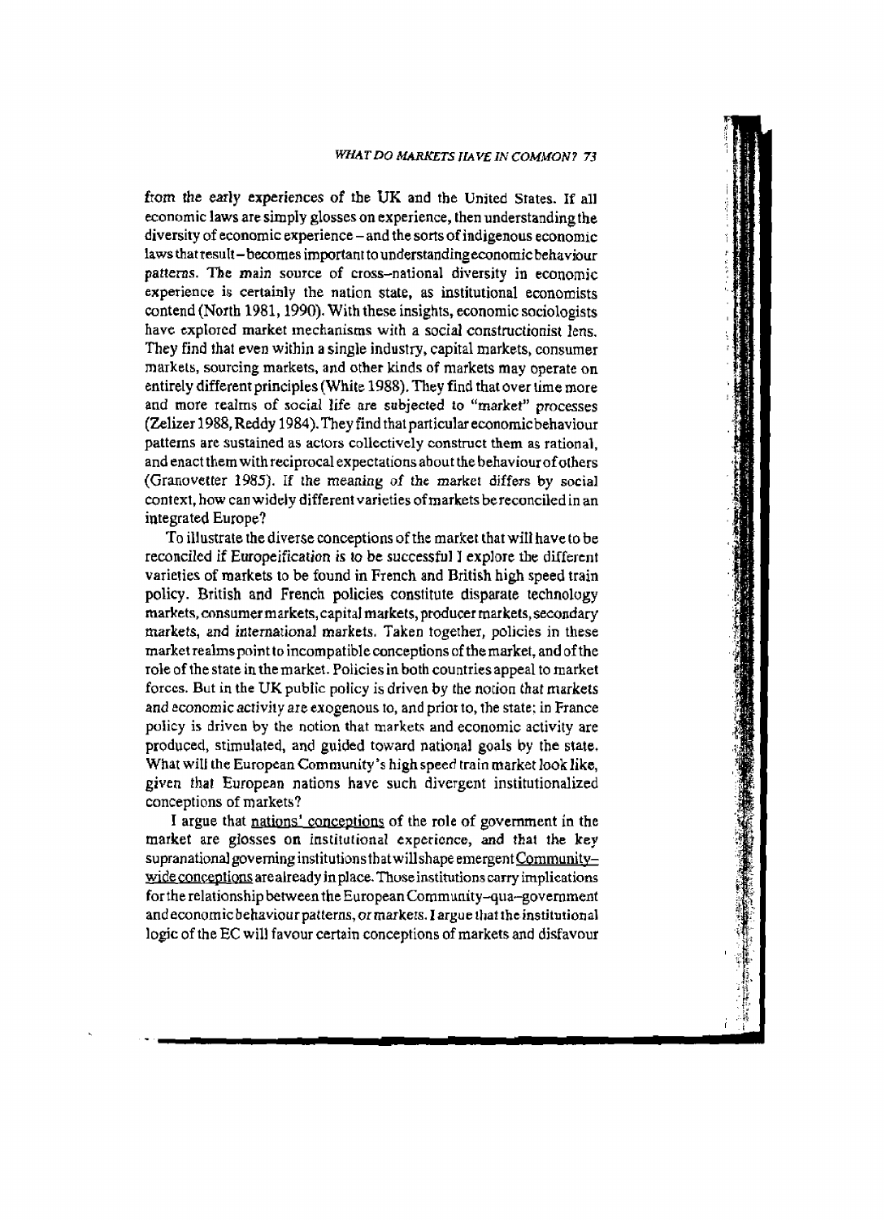from the early experiences of the UK and the United States. If all economic laws are simply glosses on experience, then understanding the diversity of economic experience – and the sorts of indigenous economic laws that result – becomes important to understanding economic behaviour patterns. The main source of cross-national diversity in economic experience is certainly the nation state, as institutional economists contend (North 1981, 1990). With these insights, economic sociologists have explored market mechanisms with a social constructionist lens. They find that even within a single industry, capital markets, consumer markets, sourcing markets, and other kinds of markets may operate on entirely different principles (White 1988). They find that over time more and more realms of social life are subjected to "market" processes (Zelizer 1988, Reddy 1984). They find that particular economic behaviour patterns are sustained as actors collectively construct them as rational, and enact them with reciprocal expectations about the behaviour of others (Granovetter 1985). If the *meaning* of the market differs by social context, how can widely different varieties of markets be reconciled in an integrated Europe?

To illustrate the diverse conceptions of the market that will have to be reconciled if Europeification is to be successful I explore the different varieties of markets to be found in French and British high speed train policy. British and French policies constitute disparate technology markets, consumer markets, capital markets, producer markets, secondary markets, and international markets. Taken together, policies in these market realms point to incompatible conceptions of the market, and of the role of the state in the market. Policies in both countries appeal to market forces. But in the UK public policy is driven by the notion that markets and economic activity are exogenous to, and prior to, the state; in France policy is driven by the notion that markets and economic activity are produced, stimulated, and guided toward national goals by the state. What will the European Community's high speed train market look like, given that European nations have such divergent institutionalized conceptions of markets?

I argue that nations' conceptions of the role of government in the market are glosses on institutional experience, and that the key supranational governing institutions that will shape emergent Community-wide conceptions are already in place. Those institutions carry implications for the relationship between the European Community-qua-government and economic behaviour patterns, or markets. I argue that the institutional logic of the EC will favour certain conceptions of markets and disfavour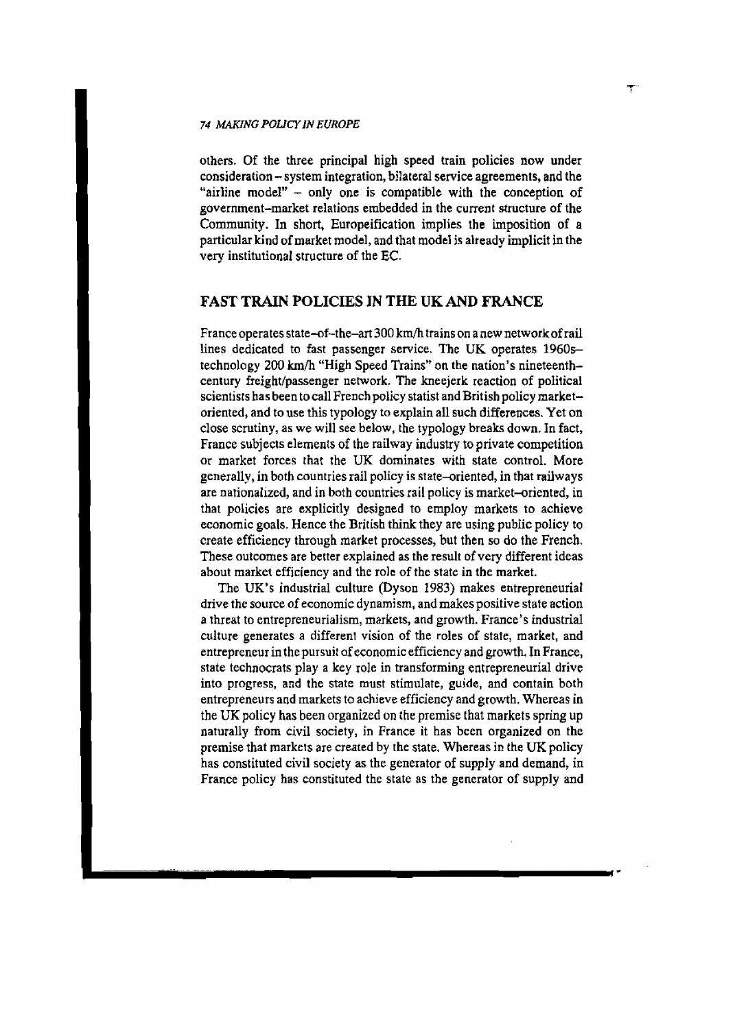others. Of the three principal high speed train policies now under consideration – system integration, bilateral service agreements, and the "airline model" – only one is compatible with the conception of government–market relations embedded in the current structure of the Community. In short, Europeification implies the imposition of a particular kind of market model, and that model is already implicit in the very institutional structure of the EC.

## FAST TRAIN POLICIES IN THE UK AND FRANCE

France operates state-of-the-art 300 km/h trains on a new network of rail lines dedicated to fast passenger service. The UK operates 1960s-technology 200 km/h "High Speed Trains" on the nation's nineteenth-century freight/passenger network. The kneejerk reaction of political scientists has been to call French policy statist and British policy market-oriented, and to use this typology to explain all such differences. Yet on close scrutiny, as we will see below, the typology breaks down. In fact, France subjects elements of the railway industry to private competition or market forces that the UK dominates with state control. More generally, in both countries rail policy is state-oriented, in that railways are nationalized, and in both countries rail policy is market-oriented, in that policies are explicitly designed to employ markets to achieve economic goals. Hence the British think they are using public policy to create efficiency through market processes, but then so do the French. These outcomes are better explained as the result of very different ideas about market efficiency and the role of the state in the market.

The UK's industrial culture (Dyson 1983) makes entrepreneurial drive the source of economic dynamism, and makes positive state action a threat to entrepreneurialism, markets, and growth. France's industrial culture generates a different vision of the roles of state, market, and entrepreneur in the pursuit of economic efficiency and growth. In France, state technocrats play a key role in transforming entrepreneurial drive into progress, and the state must stimulate, guide, and contain both entrepreneurs and markets to achieve efficiency and growth. Whereas in the UK policy has been organized on the premise that markets spring up naturally from civil society, in France it has been organized on the premise that markets are created by the state. Whereas in the UK policy has constituted civil society as the generator of supply and demand, in France policy has constituted the state as the generator of supply and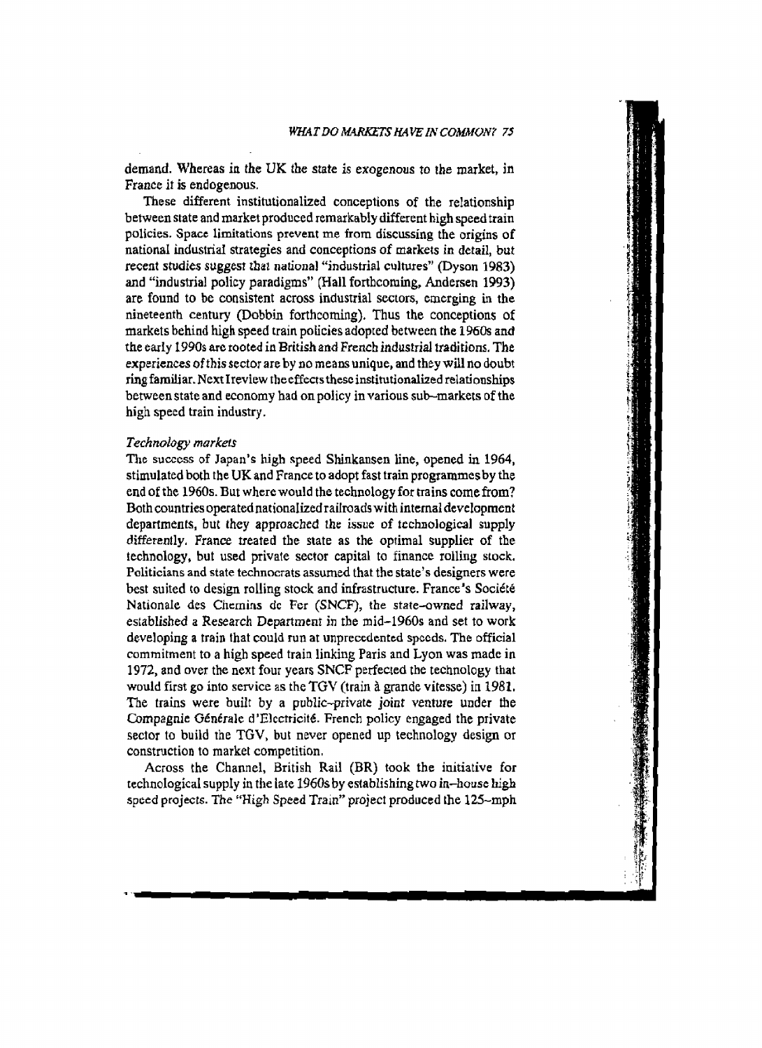demand. Whereas in the UK the state is exogenous to the market, in France it is endogenous.

These different institutionalized conceptions of the relationship between state and market produced remarkably different high speed train policies. Space limitations prevent me from discussing the origins of national industrial strategies and conceptions of markets in detail, but recent studies suggest that national "industrial cultures" (Dyson 1983) and "industrial policy paradigms" (Hall forthcoming, Andersen 1993) are found to be consistent across industrial sectors, emerging in the nineteenth century (Dobbin forthcoming). Thus the conceptions of markets behind high speed train policies adopted between the 1960s and the early 1990s are rooted in British and French industrial traditions. The experiences of this sector are by no means unique, and they will no doubt ring familiar. Next I review the effects these institutionalized relationships between state and economy had on policy in various sub–markets of the high speed train industry.

### *Technology markets*

The success of Japan's high speed Shinkansen line, opened in 1964, stimulated both the UK and France to adopt fast train programmes by the end of the 1960s. But where would the technology for trains come from? Both countries operated nationalized railroads with internal development departments, but they approached the issue of technological supply differently. France treated the state as the optimal supplier of the technology, but used private sector capital to finance rolling stock. Politicians and state technocrats assumed that the state's designers were best suited to design rolling stock and infrastructure. France's Société Nationale des Chemins de Fer (SNCF), the state–owned railway, established a Research Department in the mid–1960s and set to work developing a train that could run at unprecedented speeds. The official commitment to a high speed train linking Paris and Lyon was made in 1972, and over the next four years SNCF perfected the technology that would first go into service as the TGV (train à grande vitesse) in 1981. The trains were built by a public–private joint venture under the Compagnie Générale d'Electricité. French policy engaged the private sector to build the TGV, but never opened up technology design or construction to market competition.

Across the Channel, British Rail (BR) took the initiative for technological supply in the late 1960s by establishing two in–house high speed projects. The "High Speed Train" project produced the 125–mph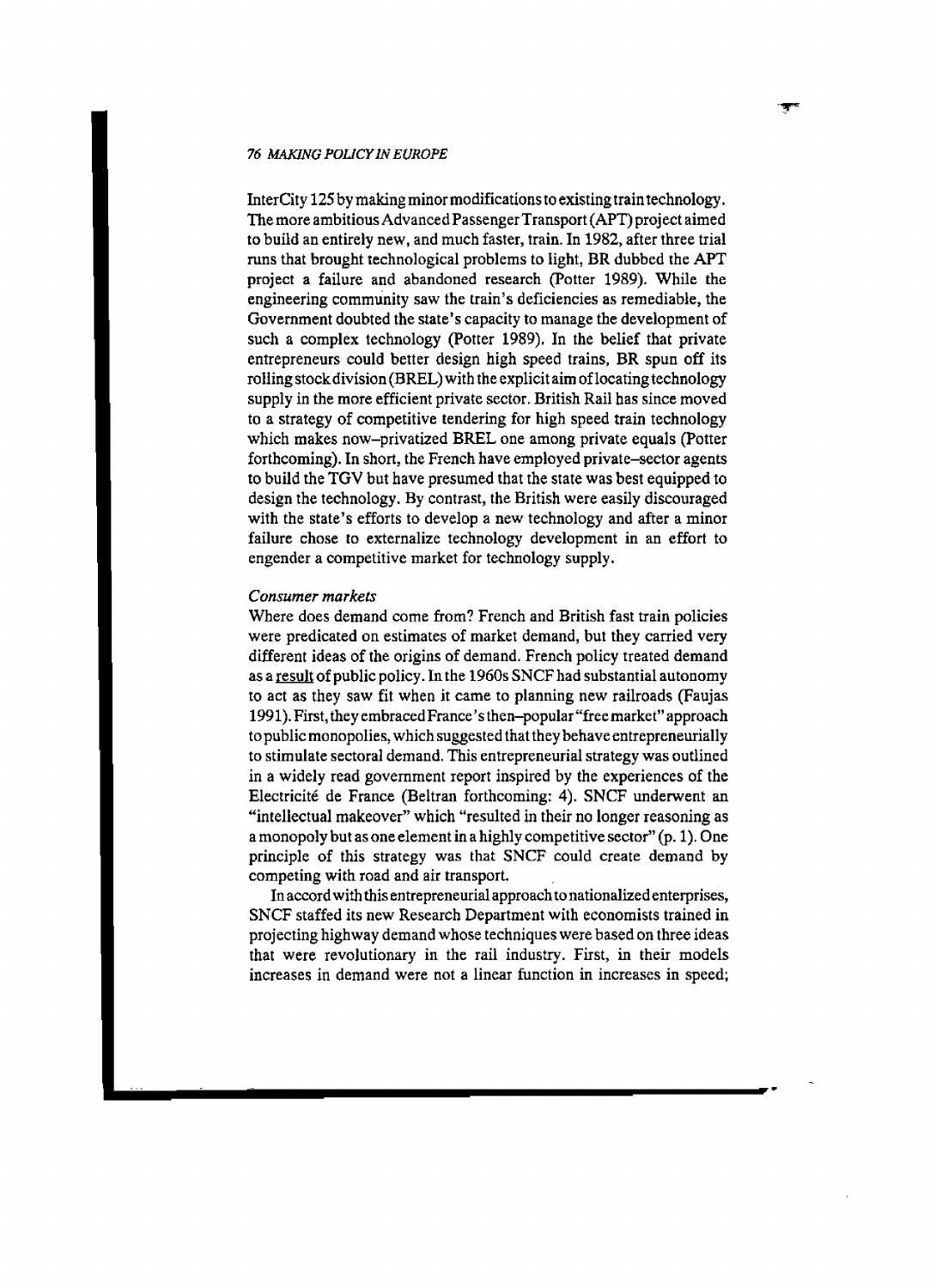InterCity 125 by making minor modifications to existing train technology. The more ambitious Advanced Passenger Transport (APT) project aimed to build an entirely new, and much faster, train. In 1982, after three trial runs that brought technological problems to light, BR dubbed the APT project a failure and abandoned research (Potter 1989). While the engineering community saw the train's deficiencies as remediable, the Government doubted the state's capacity to manage the development of such a complex technology (Potter 1989). In the belief that private entrepreneurs could better design high speed trains, BR spun off its rolling stock division (BREL) with the explicit aim of locating technology supply in the more efficient private sector. British Rail has since moved to a strategy of competitive tendering for high speed train technology which makes now–privatized BREL one among private equals (Potter forthcoming). In short, the French have employed private–sector agents to build the TGV but have presumed that the state was best equipped to design the technology. By contrast, the British were easily discouraged with the state's efforts to develop a new technology and after a minor failure chose to externalize technology development in an effort to engender a competitive market for technology supply.

*Consumer markets*

Where does demand come from? French and British fast train policies were predicated on estimates of market demand, but they carried very different ideas of the origins of demand. French policy treated demand as a <u>result</u> of public policy. In the 1960s SNCF had substantial autonomy to act as they saw fit when it came to planning new railroads (Faujas 1991). First, they embraced France's then–popular "free market" approach to public monopolies, which suggested that they behave entrepreneurially to stimulate sectoral demand. This entrepreneurial strategy was outlined in a widely read government report inspired by the experiences of the Electricité de France (Beltran forthcoming: 4). SNCF underwent an "intellectual makeover" which "resulted in their no longer reasoning as a monopoly but as one element in a highly competitive sector" (p. 1). One principle of this strategy was that SNCF could create demand by competing with road and air transport.

In accord with this entrepreneurial approach to nationalized enterprises, SNCF staffed its new Research Department with economists trained in projecting highway demand whose techniques were based on three ideas that were revolutionary in the rail industry. First, in their models increases in demand were not a linear function in increases in speed;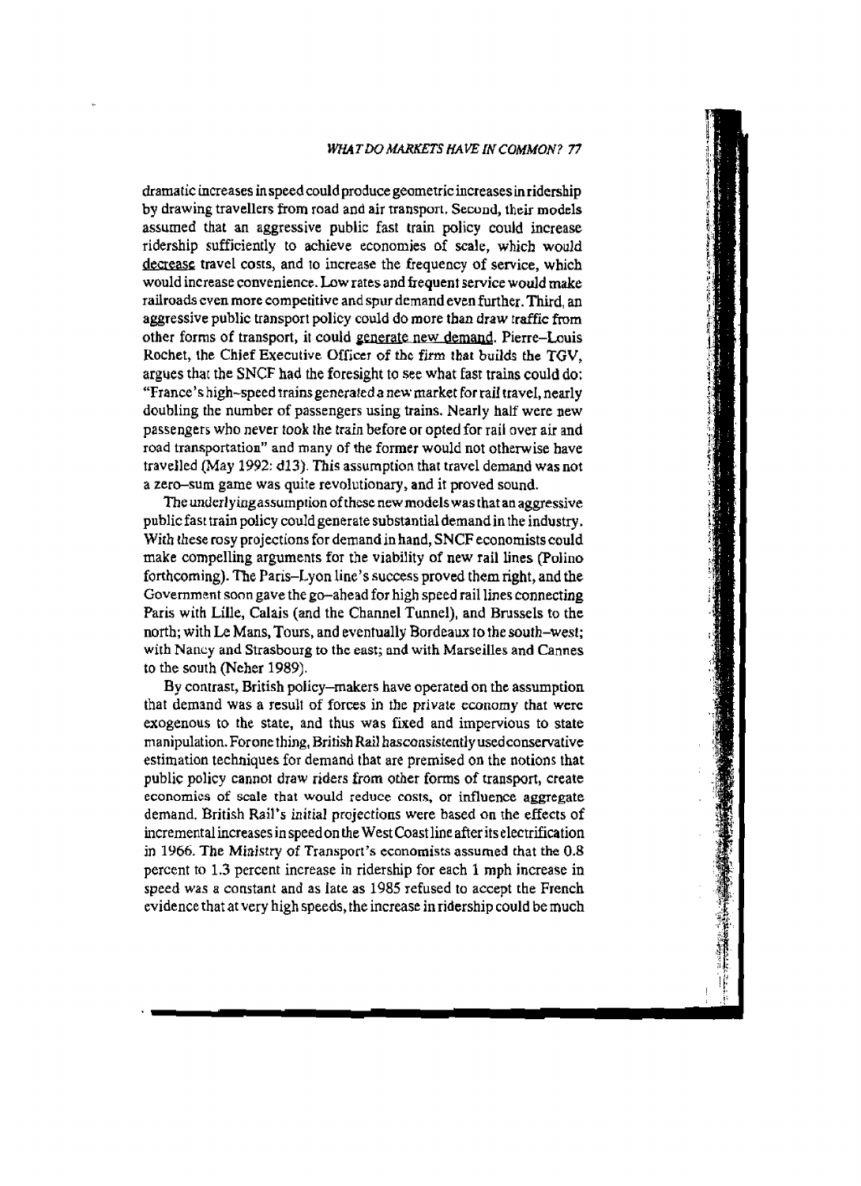dramatic increases in speed could produce geometric increases in ridership by drawing travellers from road and air transport. Second, their models assumed that an aggressive public fast train policy could increase ridership sufficiently to achieve economies of scale, which would decrease travel costs, and to increase the frequency of service, which would increase convenience. Low rates and frequent service would make railroads even more competitive and spur demand even further. Third, an aggressive public transport policy could do more than draw traffic from other forms of transport, it could generate new demand. Pierre–Louis Rochet, the Chief Executive Officer of the firm that builds the TGV, argues that the SNCF had the foresight to see what fast trains could do: "France's high–speed trains generated a new market for rail travel, nearly doubling the number of passengers using trains. Nearly half were new passengers who never took the train before or opted for rail over air and road transportation" and many of the former would not otherwise have travelled (May 1992: d13). This assumption that travel demand was not a zero–sum game was quite revolutionary, and it proved sound.

The underlying assumption of these new models was that an aggressive public fast train policy could generate substantial demand in the industry. With these rosy projections for demand in hand, SNCF economists could make compelling arguments for the viability of new rail lines (Polino forthcoming). The Paris–Lyon line's success proved them right, and the Government soon gave the go–ahead for high speed rail lines connecting Paris with Lille, Calais (and the Channel Tunnel), and Brussels to the north; with Le Mans, Tours, and eventually Bordeaux to the south–west; with Nancy and Strasbourg to the east; and with Marseilles and Cannes to the south (Neher 1989).

By contrast, British policy–makers have operated on the assumption that demand was a result of forces in the private economy that were exogenous to the state, and thus was fixed and impervious to state manipulation. For one thing, British Rail has consistently used conservative estimation techniques for demand that are premised on the notions that public policy cannot draw riders from other forms of transport, create economies of scale that would reduce costs, or influence aggregate demand. British Rail's initial projections were based on the effects of incremental increases in speed on the West Coast line after its electrification in 1966. The Ministry of Transport's economists assumed that the 0.8 percent to 1.3 percent increase in ridership for each 1 mph increase in speed was a constant and as late as 1985 refused to accept the French evidence that at very high speeds, the increase in ridership could be much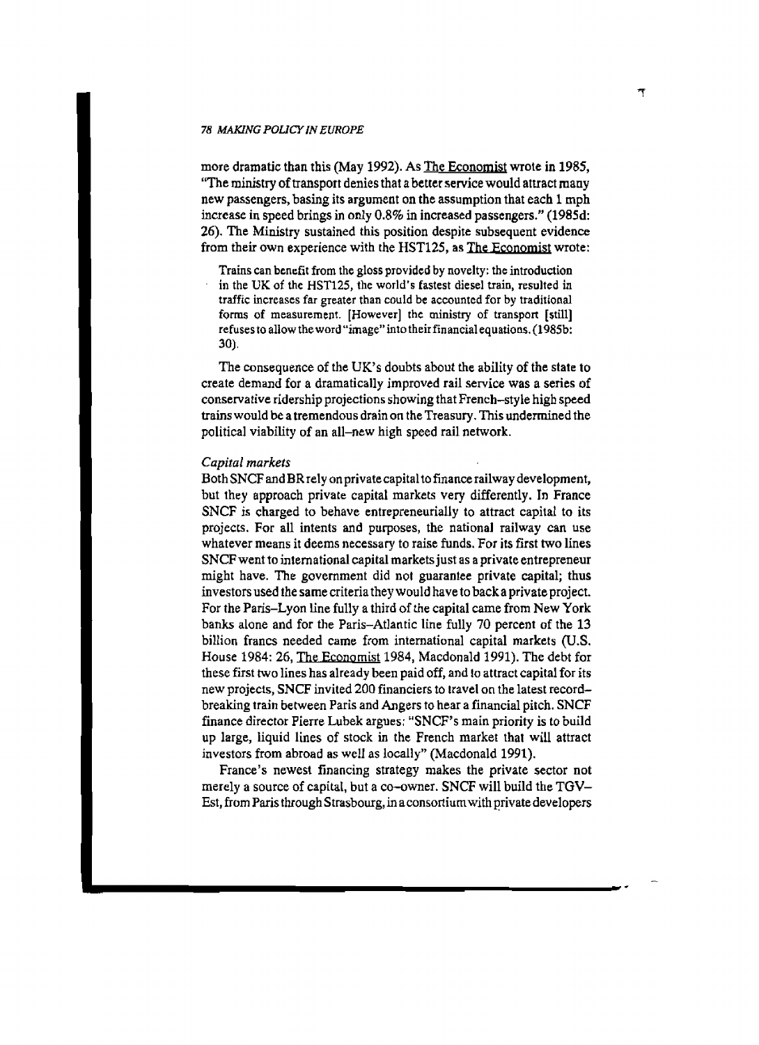more dramatic than this (May 1992). As The Economist wrote in 1985, "The ministry of transport denies that a better service would attract many new passengers, basing its argument on the assumption that each 1 mph increase in speed brings in only 0.8% in increased passengers." (1985d: 26). The Ministry sustained this position despite subsequent evidence from their own experience with the HST125, as The Economist wrote:

> Trains can benefit from the gloss provided by novelty: the introduction in the UK of the HST125, the world's fastest diesel train, resulted in traffic increases far greater than could be accounted for by traditional forms of measurement. [However] the ministry of transport [still] refuses to allow the word "image" into their financial equations. (1985b: 30).

The consequence of the UK's doubts about the ability of the state to create demand for a dramatically improved rail service was a series of conservative ridership projections showing that French–style high speed trains would be a tremendous drain on the Treasury. This undermined the political viability of an all–new high speed rail network.

*Capital markets*

Both SNCF and BR rely on private capital to finance railway development, but they approach private capital markets very differently. In France SNCF is charged to behave entrepreneurially to attract capital to its projects. For all intents and purposes, the national railway can use whatever means it deems necessary to raise funds. For its first two lines SNCF went to international capital markets just as a private entrepreneur might have. The government did not guarantee private capital; thus investors used the same criteria they would have to back a private project. For the Paris–Lyon line fully a third of the capital came from New York banks alone and for the Paris–Atlantic line fully 70 percent of the 13 billion francs needed came from international capital markets (U.S. House 1984: 26, The Economist 1984, Macdonald 1991). The debt for these first two lines has already been paid off, and to attract capital for its new projects, SNCF invited 200 financiers to travel on the latest record–breaking train between Paris and Angers to hear a financial pitch. SNCF finance director Pierre Lubek argues: "SNCF's main priority is to build up large, liquid lines of stock in the French market that will attract investors from abroad as well as locally" (Macdonald 1991).

France's newest financing strategy makes the private sector not merely a source of capital, but a co–owner. SNCF will build the TGV–Est, from Paris through Strasbourg, in a consortium with private developers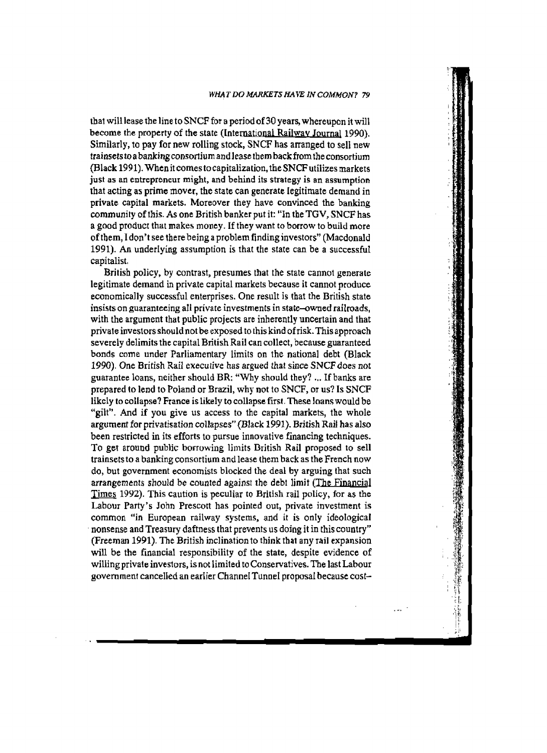that will lease the line to SNCF for a period of 30 years, whereupon it will become the property of the state (International Railway Journal 1990). Similarly, to pay for new rolling stock, SNCF has arranged to sell new trainsets to a banking consortium and lease them back from the consortium (Black 1991). When it comes to capitalization, the SNCF utilizes markets just as an entrepreneur might, and behind its strategy is an assumption that acting as prime mover, the state can generate legitimate demand in private capital markets. Moreover they have convinced the banking community of this. As one British banker put it: "In the TGV, SNCF has a good product that makes money. If they want to borrow to build more of them, I don't see there being a problem finding investors" (Macdonald 1991). An underlying assumption is that the state can be a successful capitalist.

British policy, by contrast, presumes that the state cannot generate legitimate demand in private capital markets because it cannot produce economically successful enterprises. One result is that the British state insists on guaranteeing all private investments in state–owned railroads, with the argument that public projects are inherently uncertain and that private investors should not be exposed to this kind of risk. This approach severely delimits the capital British Rail can collect, because guaranteed bonds come under Parliamentary limits on the national debt (Black 1990). One British Rail executive has argued that since SNCF does not guarantee loans, neither should BR: "Why should they? ... If banks are prepared to lend to Poland or Brazil, why not to SNCF, or us? Is SNCF likely to collapse? France is likely to collapse first. These loans would be "gilt". And if you give us access to the capital markets, the whole argument for privatisation collapses" (Black 1991). British Rail has also been restricted in its efforts to pursue innovative financing techniques. To get around public borrowing limits British Rail proposed to sell trainsets to a banking consortium and lease them back as the French now do, but government economists blocked the deal by arguing that such arrangements should be counted against the debt limit (The Financial Times 1992). This caution is peculiar to British rail policy, for as the Labour Party's John Prescott has pointed out, private investment is common "in European railway systems, and it is only ideological nonsense and Treasury daftness that prevents us doing it in this country" (Freeman 1991). The British inclination to think that any rail expansion will be the financial responsibility of the state, despite evidence of willing private investors, is not limited to Conservatives. The last Labour government cancelled an earlier Channel Tunnel proposal because cost–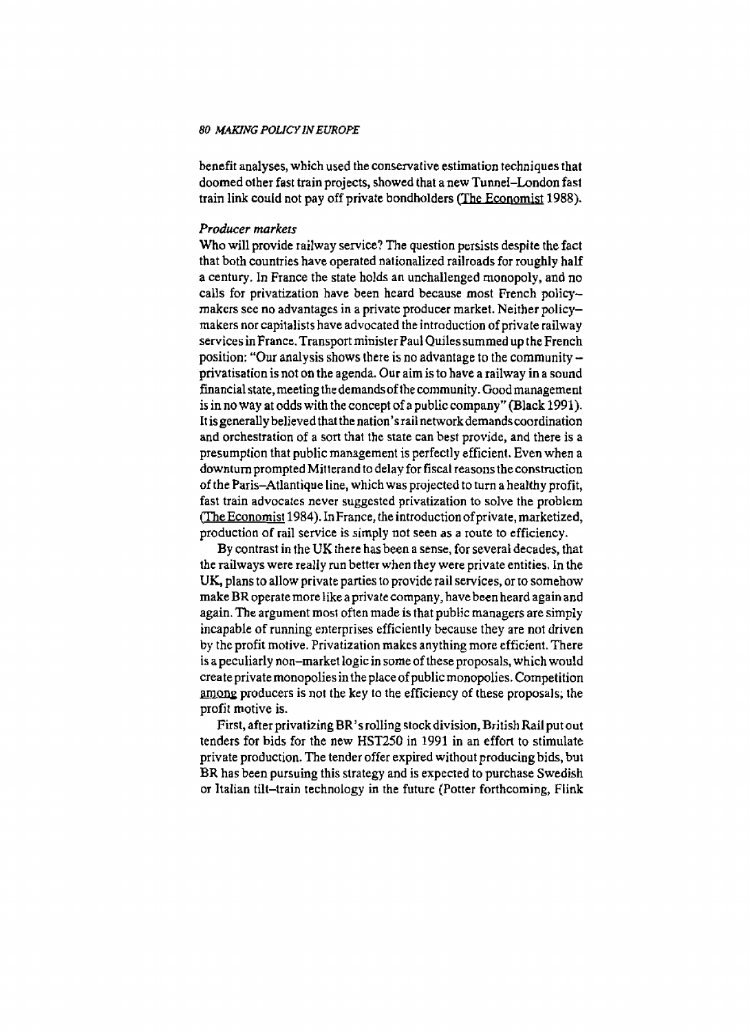benefit analyses, which used the conservative estimation techniques that doomed other fast train projects, showed that a new Tunnel–London fast train link could not pay off private bondholders (The Economist 1988).

### *Producer markets*

Who will provide railway service? The question persists despite the fact that both countries have operated nationalized railroads for roughly half a century. In France the state holds an unchallenged monopoly, and no calls for privatization have been heard because most French policy-makers see no advantages in a private producer market. Neither policy-makers nor capitalists have advocated the introduction of private railway services in France. Transport minister Paul Quiles summed up the French position: "Our analysis shows there is no advantage to the community – privatisation is not on the agenda. Our aim is to have a railway in a sound financial state, meeting the demands of the community. Good management is in no way at odds with the concept of a public company" (Black 1991). It is generally believed that the nation's rail network demands coordination and orchestration of a sort that the state can best provide, and there is a presumption that public management is perfectly efficient. Even when a downturn prompted Mitterand to delay for fiscal reasons the construction of the Paris–Atlantique line, which was projected to turn a healthy profit, fast train advocates never suggested privatization to solve the problem (The Economist 1984). In France, the introduction of private, marketized, production of rail service is simply not seen as a route to efficiency.

By contrast in the UK there has been a sense, for several decades, that the railways were really run better when they were private entities. In the UK, plans to allow private parties to provide rail services, or to somehow make BR operate more like a private company, have been heard again and again. The argument most often made is that public managers are simply incapable of running enterprises efficiently because they are not driven by the profit motive. Privatization makes anything more efficient. There is a peculiarly non-market logic in some of these proposals, which would create private monopolies in the place of public monopolies. Competition among producers is not the key to the efficiency of these proposals; the profit motive is.

First, after privatizing BR's rolling stock division, British Rail put out tenders for bids for the new HST250 in 1991 in an effort to stimulate private production. The tender offer expired without producing bids, but BR has been pursuing this strategy and is expected to purchase Swedish or Italian tilt-train technology in the future (Potter forthcoming, Flink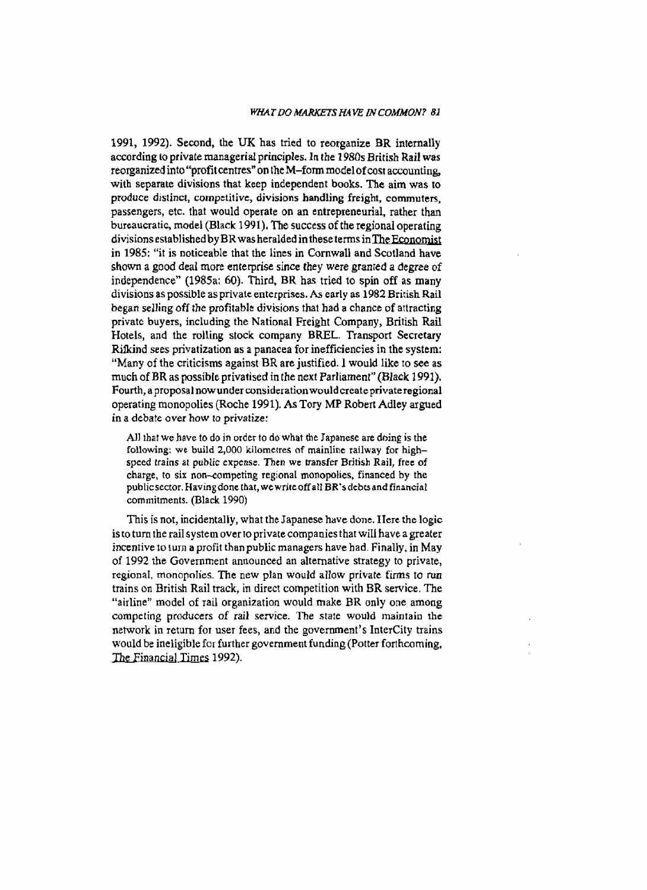1991, 1992). Second, the UK has tried to reorganize BR internally according to private managerial principles. In the 1980s British Rail was reorganized into "profit centres" on the M–form model of cost accounting, with separate divisions that keep independent books. The aim was to produce distinct, competitive, divisions handling freight, commuters, passengers, etc. that would operate on an entrepreneurial, rather than bureaucratic, model (Black 1991). The success of the regional operating divisions established by BR was heralded in these terms in The Economist in 1985: "it is noticeable that the lines in Cornwall and Scotland have shown a good deal more enterprise since they were granted a degree of independence" (1985a: 60). Third, BR has tried to spin off as many divisions as possible as private enterprises. As early as 1982 British Rail began selling off the profitable divisions that had a chance of attracting private buyers, including the National Freight Company, British Rail Hotels, and the rolling stock company BREL. Transport Secretary Rifkind sees privatization as a panacea for inefficiencies in the system: "Many of the criticisms against BR are justified. I would like to see as much of BR as possible privatised in the next Parliament" (Black 1991). Fourth, a proposal now under consideration would create private regional operating monopolies (Roche 1991). As Tory MP Robert Adley argued in a debate over how to privatize:

> All that we have to do in order to do what the Japanese are doing is the following: we build 2,000 kilometres of mainline railway for high–speed trains at public expense. Then we transfer British Rail, free of charge, to six non–competing regional monopolies, financed by the public sector. Having done that, we write off all BR's debts and financial commitments. (Black 1990)

This is not, incidentally, what the Japanese have done. Here the logic is to turn the rail system over to private companies that will have a greater incentive to turn a profit than public managers have had. Finally, in May of 1992 the Government announced an alternative strategy to private, regional, monopolies. The new plan would allow private firms to run trains on British Rail track, in direct competition with BR service. The "airline" model of rail organization would make BR only one among competing producers of rail service. The state would maintain the network in return for user fees, and the government's InterCity trains would be ineligible for further government funding (Potter forthcoming, The Financial Times 1992).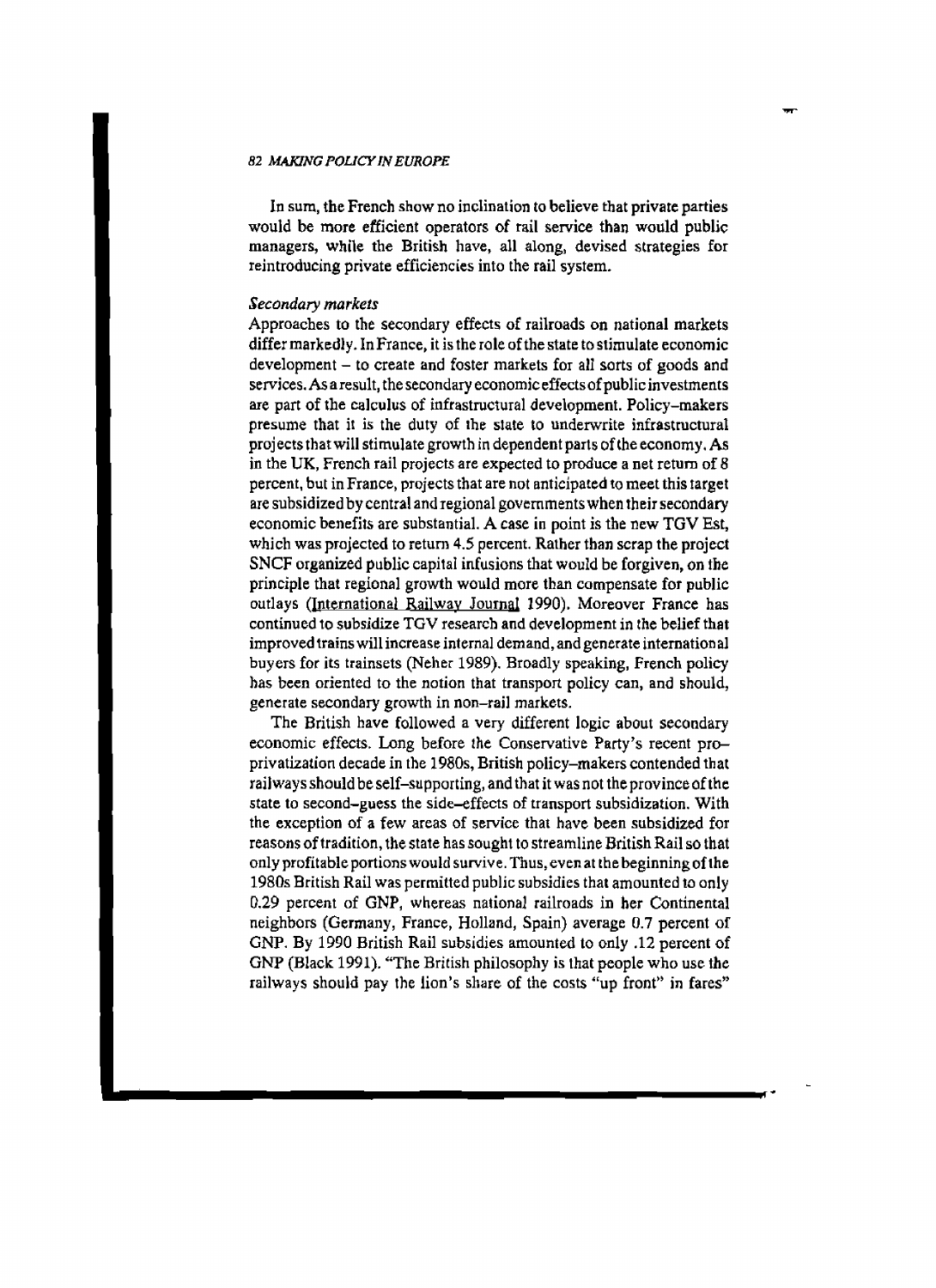In sum, the French show no inclination to believe that private parties would be more efficient operators of rail service than would public managers, while the British have, all along, devised strategies for reintroducing private efficiencies into the rail system.

### *Secondary markets*

Approaches to the secondary effects of railroads on national markets differ markedly. In France, it is the role of the state to stimulate economic development – to create and foster markets for all sorts of goods and services. As a result, the secondary economic effects of public investments are part of the calculus of infrastructural development. Policy–makers presume that it is the duty of the state to underwrite infrastructural projects that will stimulate growth in dependent parts of the economy. As in the UK, French rail projects are expected to produce a net return of 8 percent, but in France, projects that are not anticipated to meet this target are subsidized by central and regional governments when their secondary economic benefits are substantial. A case in point is the new TGV Est, which was projected to return 4.5 percent. Rather than scrap the project SNCF organized public capital infusions that would be forgiven, on the principle that regional growth would more than compensate for public outlays (International Railway Journal 1990). Moreover France has continued to subsidize TGV research and development in the belief that improved trains will increase internal demand, and generate international buyers for its trainsets (Neher 1989). Broadly speaking, French policy has been oriented to the notion that transport policy can, and should, generate secondary growth in non–rail markets.

The British have followed a very different logic about secondary economic effects. Long before the Conservative Party's recent pro–privatization decade in the 1980s, British policy–makers contended that railways should be self–supporting, and that it was not the province of the state to second–guess the side–effects of transport subsidization. With the exception of a few areas of service that have been subsidized for reasons of tradition, the state has sought to streamline British Rail so that only profitable portions would survive. Thus, even at the beginning of the 1980s British Rail was permitted public subsidies that amounted to only 0.29 percent of GNP, whereas national railroads in her Continental neighbors (Germany, France, Holland, Spain) average 0.7 percent of GNP. By 1990 British Rail subsidies amounted to only .12 percent of GNP (Black 1991). "The British philosophy is that people who use the railways should pay the lion's share of the costs "up front" in fares"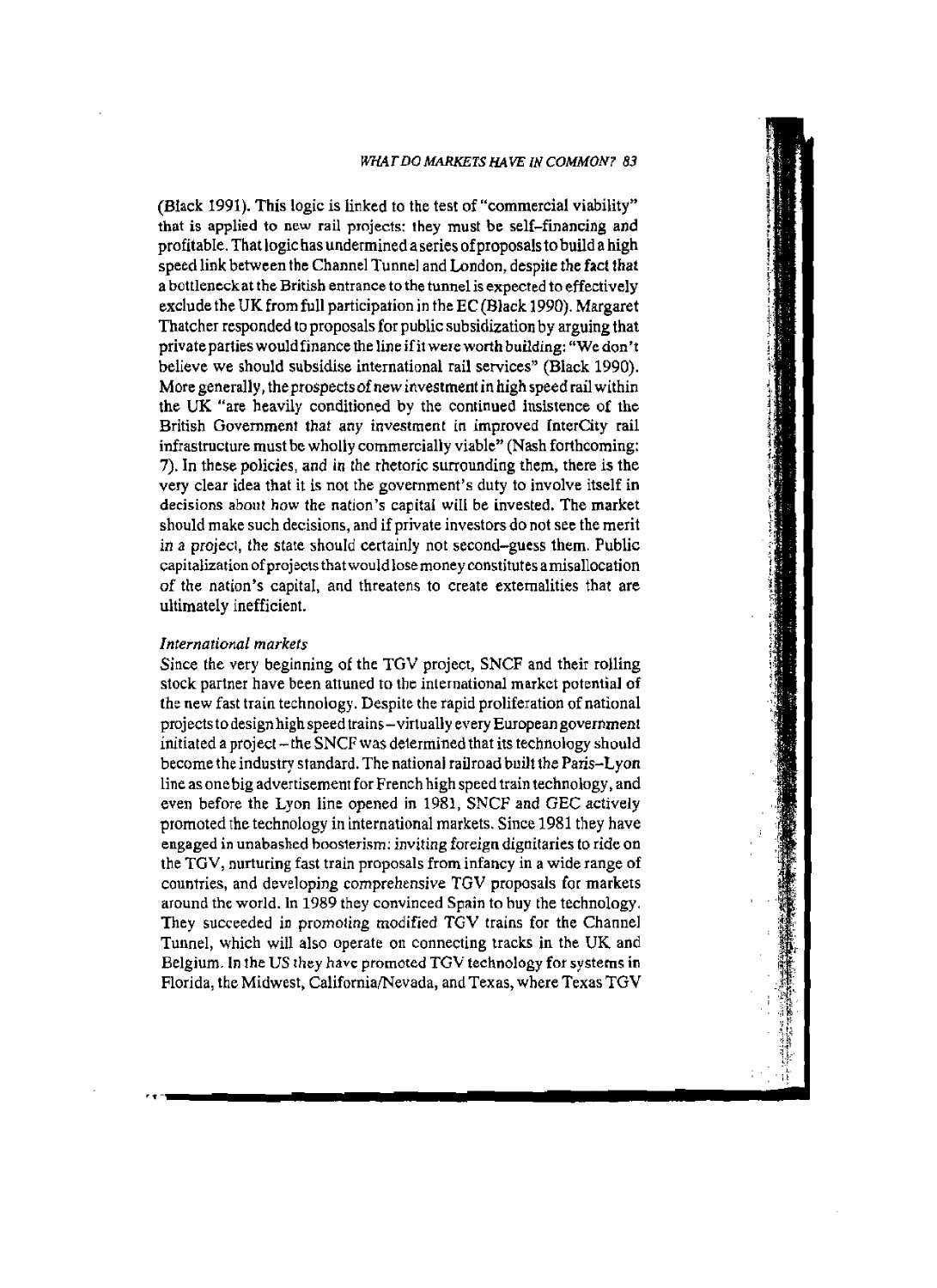(Black 1991). This logic is linked to the test of "commercial viability" that is applied to new rail projects: they must be self-financing and profitable. That logic has undermined a series of proposals to build a high speed link between the Channel Tunnel and London, despite the fact that a bottleneck at the British entrance to the tunnel is expected to effectively exclude the UK from full participation in the EC (Black 1990). Margaret Thatcher responded to proposals for public subsidization by arguing that private parties would finance the line if it were worth building: "We don't believe we should subsidise international rail services" (Black 1990). More generally, the prospects of new investment in high speed rail within the UK "are heavily conditioned by the continued insistence of the British Government that any investment in improved InterCity rail infrastructure must be wholly commercially viable" (Nash forthcoming: 7). In these policies, and in the rhetoric surrounding them, there is the very clear idea that it is not the government's duty to involve itself in decisions about how the nation's capital will be invested. The market should make such decisions, and if private investors do not see the merit in a project, the state should certainly not second-guess them. Public capitalization of projects that would lose money constitutes a misallocation of the nation's capital, and threatens to create externalities that are ultimately inefficient.

*International markets*

Since the very beginning of the TGV project, SNCF and their rolling stock partner have been attuned to the international market potential of the new fast train technology. Despite the rapid proliferation of national projects to design high speed trains – virtually every European government initiated a project – the SNCF was determined that its technology should become the industry standard. The national railroad built the Paris–Lyon line as one big advertisement for French high speed train technology, and even before the Lyon line opened in 1981, SNCF and GEC actively promoted the technology in international markets. Since 1981 they have engaged in unabashed boosterism: inviting foreign dignitaries to ride on the TGV, nurturing fast train proposals from infancy in a wide range of countries, and developing comprehensive TGV proposals for markets around the world. In 1989 they convinced Spain to buy the technology. They succeeded in promoting modified TGV trains for the Channel Tunnel, which will also operate on connecting tracks in the UK and Belgium. In the US they have promoted TGV technology for systems in Florida, the Midwest, California/Nevada, and Texas, where Texas TGV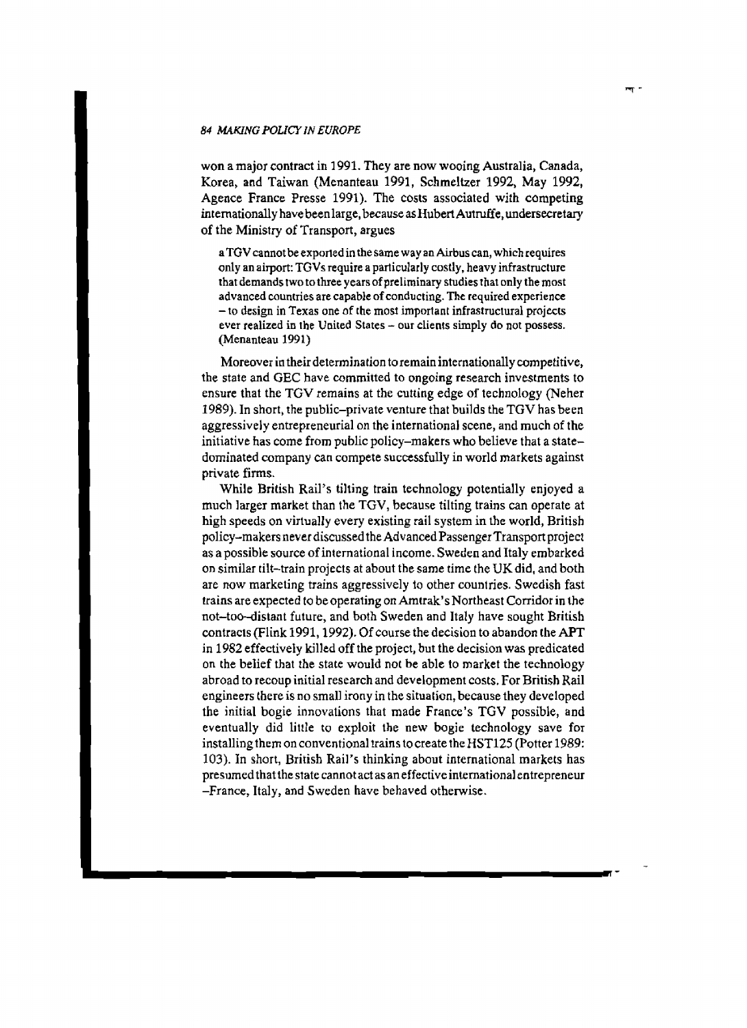won a major contract in 1991. They are now wooing Australia, Canada, Korea, and Taiwan (Menanteau 1991, Schmeltzer 1992, May 1992, Agence France Presse 1991). The costs associated with competing internationally have been large, because as Hubert Autruffe, undersecretary of the Ministry of Transport, argues

> a TGV cannot be exported in the same way an Airbus can, which requires only an airport: TGVs require a particularly costly, heavy infrastructure that demands two to three years of preliminary studies that only the most advanced countries are capable of conducting. The required experience – to design in Texas one of the most important infrastructural projects ever realized in the United States – our clients simply do not possess. (Menanteau 1991)

Moreover in their determination to remain internationally competitive, the state and GEC have committed to ongoing research investments to ensure that the TGV remains at the cutting edge of technology (Neher 1989). In short, the public–private venture that builds the TGV has been aggressively entrepreneurial on the international scene, and much of the initiative has come from public policy–makers who believe that a state–dominated company can compete successfully in world markets against private firms.

While British Rail's tilting train technology potentially enjoyed a much larger market than the TGV, because tilting trains can operate at high speeds on virtually every existing rail system in the world, British policy–makers never discussed the Advanced Passenger Transport project as a possible source of international income. Sweden and Italy embarked on similar tilt–train projects at about the same time the UK did, and both are now marketing trains aggressively to other countries. Swedish fast trains are expected to be operating on Amtrak's Northeast Corridor in the not–too–distant future, and both Sweden and Italy have sought British contracts (Flink 1991, 1992). Of course the decision to abandon the APT in 1982 effectively killed off the project, but the decision was predicated on the belief that the state would not be able to market the technology abroad to recoup initial research and development costs. For British Rail engineers there is no small irony in the situation, because they developed the initial bogie innovations that made France's TGV possible, and eventually did little to exploit the new bogie technology save for installing them on conventional trains to create the HST125 (Potter 1989: 103). In short, British Rail's thinking about international markets has presumed that the state cannot act as an effective international entrepreneur –France, Italy, and Sweden have behaved otherwise.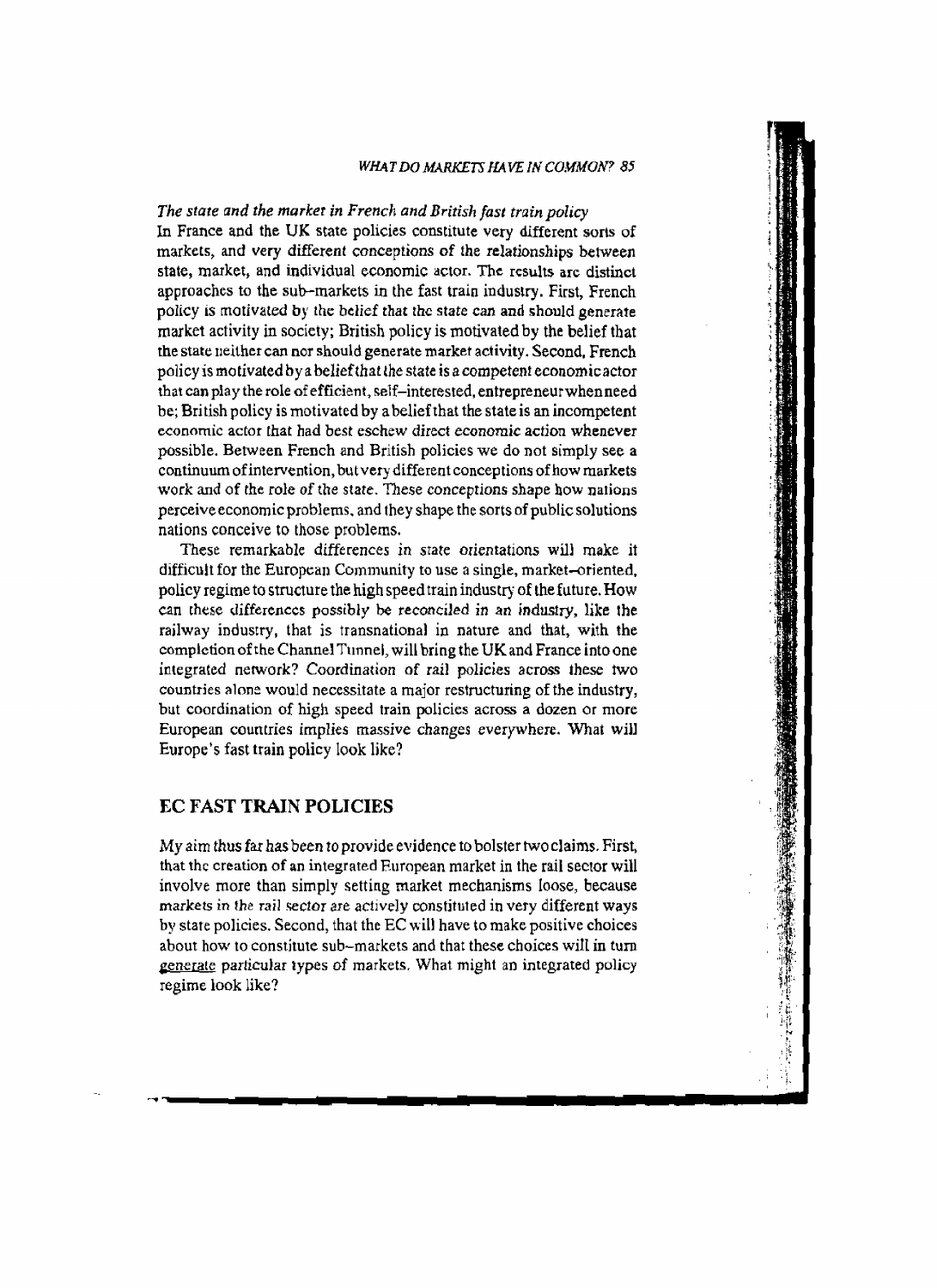*The state and the market in French and British fast train policy*

In France and the UK state policies constitute very different sorts of markets, and very different conceptions of the relationships between state, market, and individual economic actor. The results are distinct approaches to the sub-markets in the fast train industry. First, French policy is motivated by the belief that the state can and should generate market activity in society; British policy is motivated by the belief that the state neither can nor should generate market activity. Second, French policy is motivated by a belief that the state is a competent economic actor that can play the role of efficient, self-interested, entrepreneur when need be; British policy is motivated by a belief that the state is an incompetent economic actor that had best eschew direct economic action whenever possible. Between French and British policies we do not simply see a continuum of intervention, but very different conceptions of how markets work and of the role of the state. These conceptions shape how nations perceive economic problems, and they shape the sorts of public solutions nations conceive to those problems.

These remarkable differences in state orientations will make it difficult for the European Community to use a single, market-oriented, policy regime to structure the high speed train industry of the future. How can these differences possibly be reconciled in an industry, like the railway industry, that is transnational in nature and that, with the completion of the Channel Tunnel, will bring the UK and France into one integrated network? Coordination of rail policies across these two countries alone would necessitate a major restructuring of the industry, but coordination of high speed train policies across a dozen or more European countries implies massive changes everywhere. What will Europe's fast train policy look like?

## EC FAST TRAIN POLICIES

My aim thus far has been to provide evidence to bolster two claims. First, that the creation of an integrated European market in the rail sector will involve more than simply setting market mechanisms loose, because markets in the rail sector are actively constituted in very different ways by state policies. Second, that the EC will have to make positive choices about how to constitute sub-markets and that these choices will in turn generate particular types of markets. What might an integrated policy regime look like?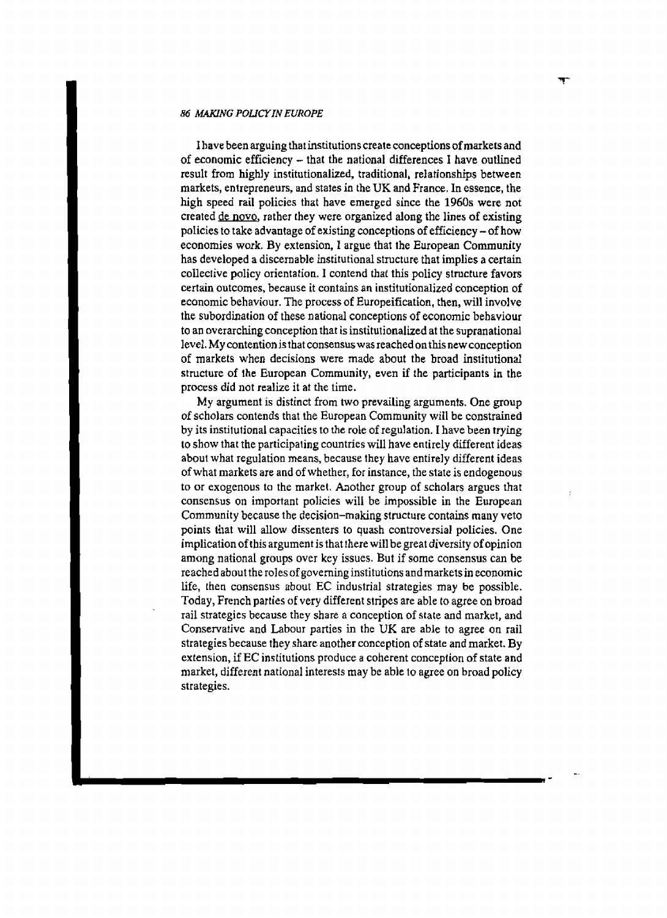I have been arguing that institutions create conceptions of markets and of economic efficiency – that the national differences I have outlined result from highly institutionalized, traditional, relationships between markets, entrepreneurs, and states in the UK and France. In essence, the high speed rail policies that have emerged since the 1960s were not created de novo, rather they were organized along the lines of existing policies to take advantage of existing conceptions of efficiency – of how economies work. By extension, I argue that the European Community has developed a discernable institutional structure that implies a certain collective policy orientation. I contend that this policy structure favors certain outcomes, because it contains an institutionalized conception of economic behaviour. The process of Europeification, then, will involve the subordination of these national conceptions of economic behaviour to an overarching conception that is institutionalized at the supranational level. My contention is that consensus was reached on this new conception of markets when decisions were made about the broad institutional structure of the European Community, even if the participants in the process did not realize it at the time.

My argument is distinct from two prevailing arguments. One group of scholars contends that the European Community will be constrained by its institutional capacities to the role of regulation. I have been trying to show that the participating countries will have entirely different ideas about what regulation means, because they have entirely different ideas of what markets are and of whether, for instance, the state is endogenous to or exogenous to the market. Another group of scholars argues that consensus on important policies will be impossible in the European Community because the decision-making structure contains many veto points that will allow dissenters to quash controversial policies. One implication of this argument is that there will be great diversity of opinion among national groups over key issues. But if some consensus can be reached about the roles of governing institutions and markets in economic life, then consensus about EC industrial strategies may be possible. Today, French parties of very different stripes are able to agree on broad rail strategies because they share a conception of state and market, and Conservative and Labour parties in the UK are able to agree on rail strategies because they share another conception of state and market. By extension, if EC institutions produce a coherent conception of state and market, different national interests may be able to agree on broad policy strategies.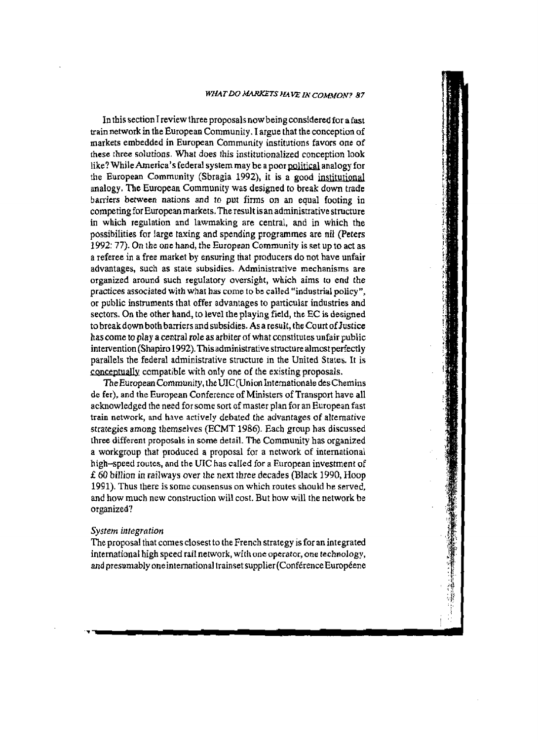In this section I review three proposals now being considered for a fast train network in the European Community. I argue that the conception of markets embedded in European Community institutions favors one of these three solutions. What does this institutionalized conception look like? While America's federal system may be a poor <u>political</u> analogy for the European Community (Sbragia 1992), it is a good <u>institutional</u> analogy. The European Community was designed to break down trade barriers between nations and to put firms on an equal footing in competing for European markets. The result is an administrative structure in which regulation and lawmaking are central, and in which the possibilities for large taxing and spending programmes are nil (Peters 1992: 77). On the one hand, the European Community is set up to act as a referee in a free market by ensuring that producers do not have unfair advantages, such as state subsidies. Administrative mechanisms are organized around such regulatory oversight, which aims to end the practices associated with what has come to be called "industrial policy", or public instruments that offer advantages to particular industries and sectors. On the other hand, to level the playing field, the EC is designed to break down both barriers and subsidies. As a result, the Court of Justice has come to play a central role as arbiter of what constitutes unfair public intervention (Shapiro 1992). This administrative structure almost perfectly parallels the federal administrative structure in the United States. It is <u>conceptually</u> compatible with only one of the existing proposals.

The European Community, the UIC (Union Internationale des Chemins de fer), and the European Conference of Ministers of Transport have all acknowledged the need for some sort of master plan for an European fast train network, and have actively debated the advantages of alternative strategies among themselves (ECMT 1986). Each group has discussed three different proposals in some detail. The Community has organized a workgroup that produced a proposal for a network of international high–speed routes, and the UIC has called for a European investment of £ 60 billion in railways over the next three decades (Black 1990, Hoop 1991). Thus there is some consensus on which routes should be served, and how much new construction will cost. But how will the network be organized?

### *System integration*

The proposal that comes closest to the French strategy is for an integrated international high speed rail network, with one operator, one technology, and presumably one international trainset supplier (Conférence Europééne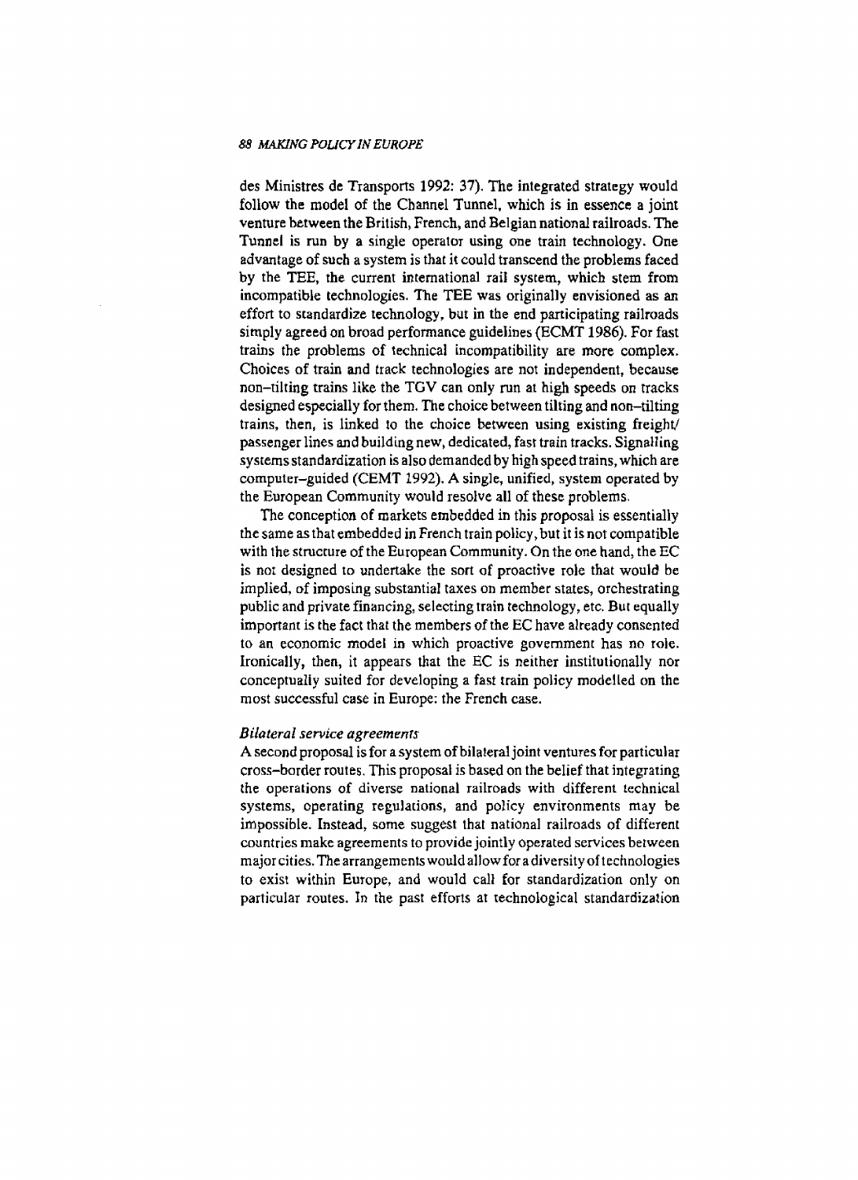des Ministres de Transports 1992: 37). The integrated strategy would follow the model of the Channel Tunnel, which is in essence a joint venture between the British, French, and Belgian national railroads. The Tunnel is run by a single operator using one train technology. One advantage of such a system is that it could transcend the problems faced by the TEE, the current international rail system, which stem from incompatible technologies. The TEE was originally envisioned as an effort to standardize technology, but in the end participating railroads simply agreed on broad performance guidelines (ECMT 1986). For fast trains the problems of technical incompatibility are more complex. Choices of train and track technologies are not independent, because non-tilting trains like the TGV can only run at high speeds on tracks designed especially for them. The choice between tilting and non-tilting trains, then, is linked to the choice between using existing freight/passenger lines and building new, dedicated, fast train tracks. Signalling systems standardization is also demanded by high speed trains, which are computer-guided (CEMT 1992). A single, unified, system operated by the European Community would resolve all of these problems.

The conception of markets embedded in this proposal is essentially the same as that embedded in French train policy, but it is not compatible with the structure of the European Community. On the one hand, the EC is not designed to undertake the sort of proactive role that would be implied, of imposing substantial taxes on member states, orchestrating public and private financing, selecting train technology, etc. But equally important is the fact that the members of the EC have already consented to an economic model in which proactive government has no role. Ironically, then, it appears that the EC is neither institutionally nor conceptually suited for developing a fast train policy modelled on the most successful case in Europe: the French case.

### *Bilateral service agreements*

A second proposal is for a system of bilateral joint ventures for particular cross-border routes. This proposal is based on the belief that integrating the operations of diverse national railroads with different technical systems, operating regulations, and policy environments may be impossible. Instead, some suggest that national railroads of different countries make agreements to provide jointly operated services between major cities. The arrangements would allow for a diversity of technologies to exist within Europe, and would call for standardization only on particular routes. In the past efforts at technological standardization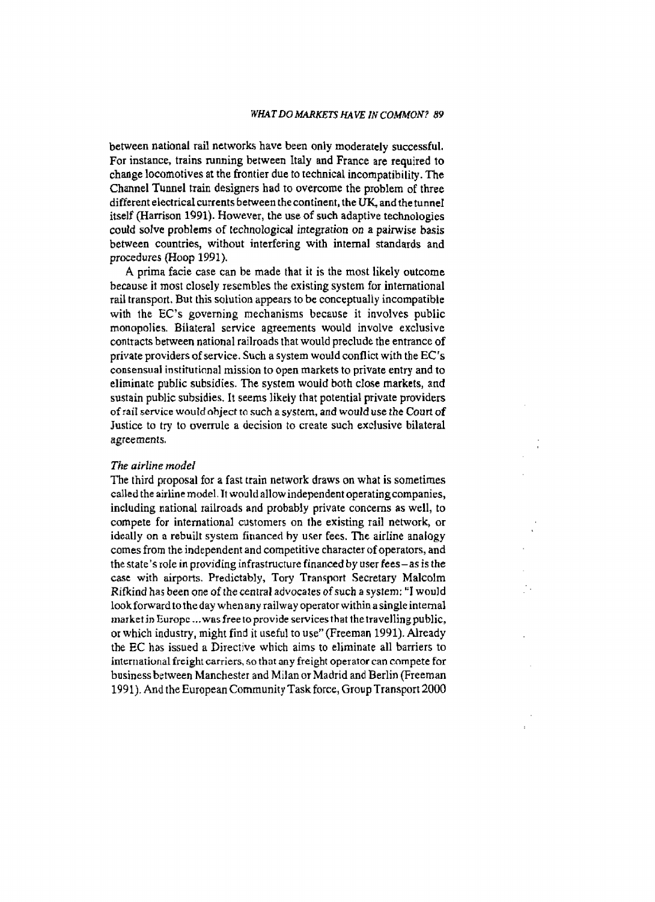between national rail networks have been only moderately successful. For instance, trains running between Italy and France are required to change locomotives at the frontier due to technical incompatibility. The Channel Tunnel train designers had to overcome the problem of three different electrical currents between the continent, the UK, and the tunnel itself (Harrison 1991). However, the use of such adaptive technologies could solve problems of technological integration on a pairwise basis between countries, without interfering with internal standards and procedures (Hoop 1991).

A prima facie case can be made that it is the most likely outcome because it most closely resembles the existing system for international rail transport. But this solution appears to be conceptually incompatible with the EC's governing mechanisms because it involves public monopolies. Bilateral service agreements would involve exclusive contracts between national railroads that would preclude the entrance of private providers of service. Such a system would conflict with the EC's consensual institutional mission to open markets to private entry and to eliminate public subsidies. The system would both close markets, and sustain public subsidies. It seems likely that potential private providers of rail service would object to such a system, and would use the Court of Justice to try to overrule a decision to create such exclusive bilateral agreements.

*The airline model*

The third proposal for a fast train network draws on what is sometimes called the airline model. It would allow independent operating companies, including national railroads and probably private concerns as well, to compete for international customers on the existing rail network, or ideally on a rebuilt system financed by user fees. The airline analogy comes from the independent and competitive character of operators, and the state's role in providing infrastructure financed by user fees – as is the case with airports. Predictably, Tory Transport Secretary Malcolm Rifkind has been one of the central advocates of such a system: "I would look forward to the day when any railway operator within a single internal market in Europe ... was free to provide services that the travelling public, or which industry, might find it useful to use" (Freeman 1991). Already the EC has issued a Directive which aims to eliminate all barriers to international freight carriers, so that any freight operator can compete for business between Manchester and Milan or Madrid and Berlin (Freeman 1991). And the European Community Task force, Group Transport 2000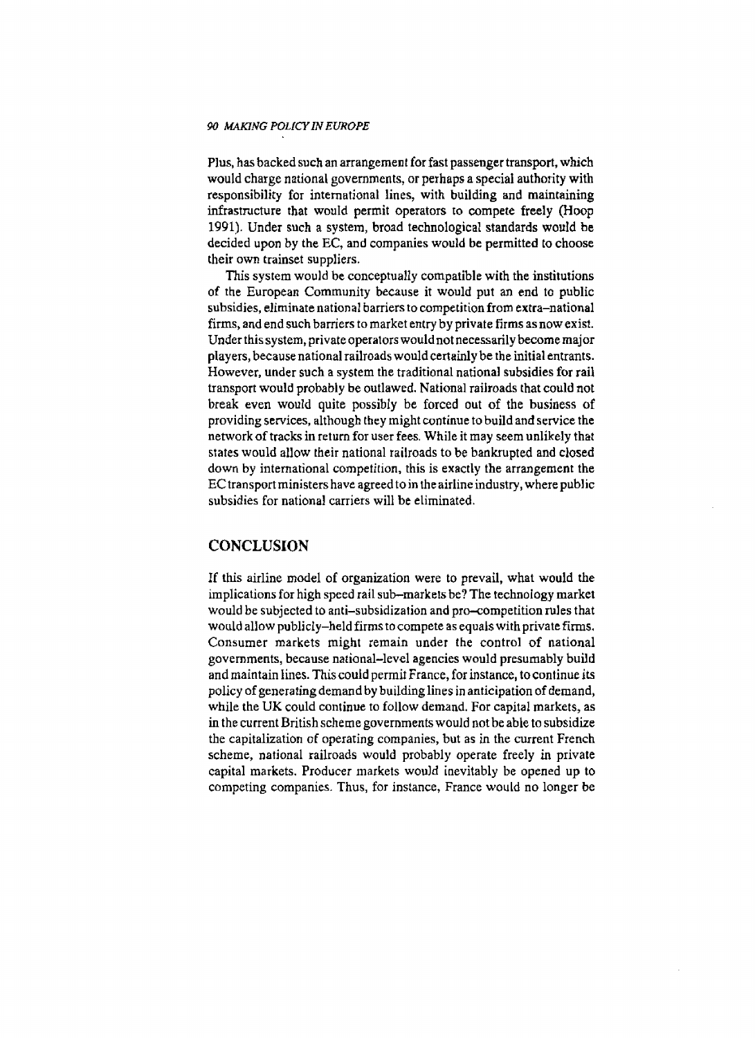Plus, has backed such an arrangement for fast passenger transport, which would charge national governments, or perhaps a special authority with responsibility for international lines, with building and maintaining infrastructure that would permit operators to compete freely (Hoop 1991). Under such a system, broad technological standards would be decided upon by the EC, and companies would be permitted to choose their own trainset suppliers.

This system would be conceptually compatible with the institutions of the European Community because it would put an end to public subsidies, eliminate national barriers to competition from extra-national firms, and end such barriers to market entry by private firms as now exist. Under this system, private operators would not necessarily become major players, because national railroads would certainly be the initial entrants. However, under such a system the traditional national subsidies for rail transport would probably be outlawed. National railroads that could not break even would quite possibly be forced out of the business of providing services, although they might continue to build and service the network of tracks in return for user fees. While it may seem unlikely that states would allow their national railroads to be bankrupted and closed down by international competition, this is exactly the arrangement the EC transport ministers have agreed to in the airline industry, where public subsidies for national carriers will be eliminated.

## CONCLUSION

If this airline model of organization were to prevail, what would the implications for high speed rail sub-markets be? The technology market would be subjected to anti-subsidization and pro-competition rules that would allow publicly-held firms to compete as equals with private firms. Consumer markets might remain under the control of national governments, because national-level agencies would presumably build and maintain lines. This could permit France, for instance, to continue its policy of generating demand by building lines in anticipation of demand, while the UK could continue to follow demand. For capital markets, as in the current British scheme governments would not be able to subsidize the capitalization of operating companies, but as in the current French scheme, national railroads would probably operate freely in private capital markets. Producer markets would inevitably be opened up to competing companies. Thus, for instance, France would no longer be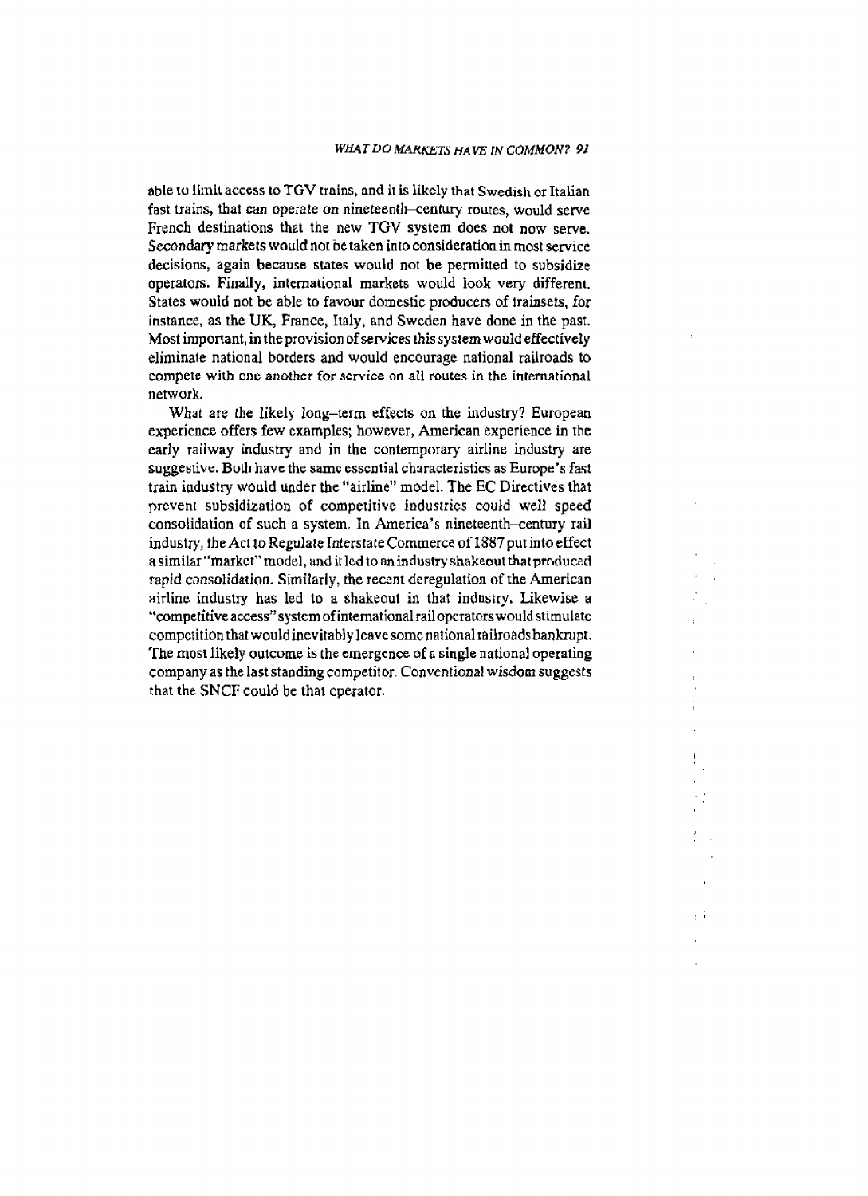able to limit access to TGV trains, and it is likely that Swedish or Italian fast trains, that can operate on nineteenth–century routes, would serve French destinations that the new TGV system does not now serve. Secondary markets would not be taken into consideration in most service decisions, again because states would not be permitted to subsidize operators. Finally, international markets would look very different. States would not be able to favour domestic producers of trainsets, for instance, as the UK, France, Italy, and Sweden have done in the past. Most important, in the provision of services this system would effectively eliminate national borders and would encourage national railroads to compete with one another for service on all routes in the international network.

What are the likely long–term effects on the industry? European experience offers few examples; however, American experience in the early railway industry and in the contemporary airline industry are suggestive. Both have the same essential characteristics as Europe's fast train industry would under the "airline" model. The EC Directives that prevent subsidization of competitive industries could well speed consolidation of such a system. In America's nineteenth–century rail industry, the Act to Regulate Interstate Commerce of 1887 put into effect a similar "market" model, and it led to an industry shakeout that produced rapid consolidation. Similarly, the recent deregulation of the American airline industry has led to a shakeout in that industry. Likewise a "competitive access" system of international rail operators would stimulate competition that would inevitably leave some national railroads bankrupt. The most likely outcome is the emergence of a single national operating company as the last standing competitor. Conventional wisdom suggests that the SNCF could be that operator.